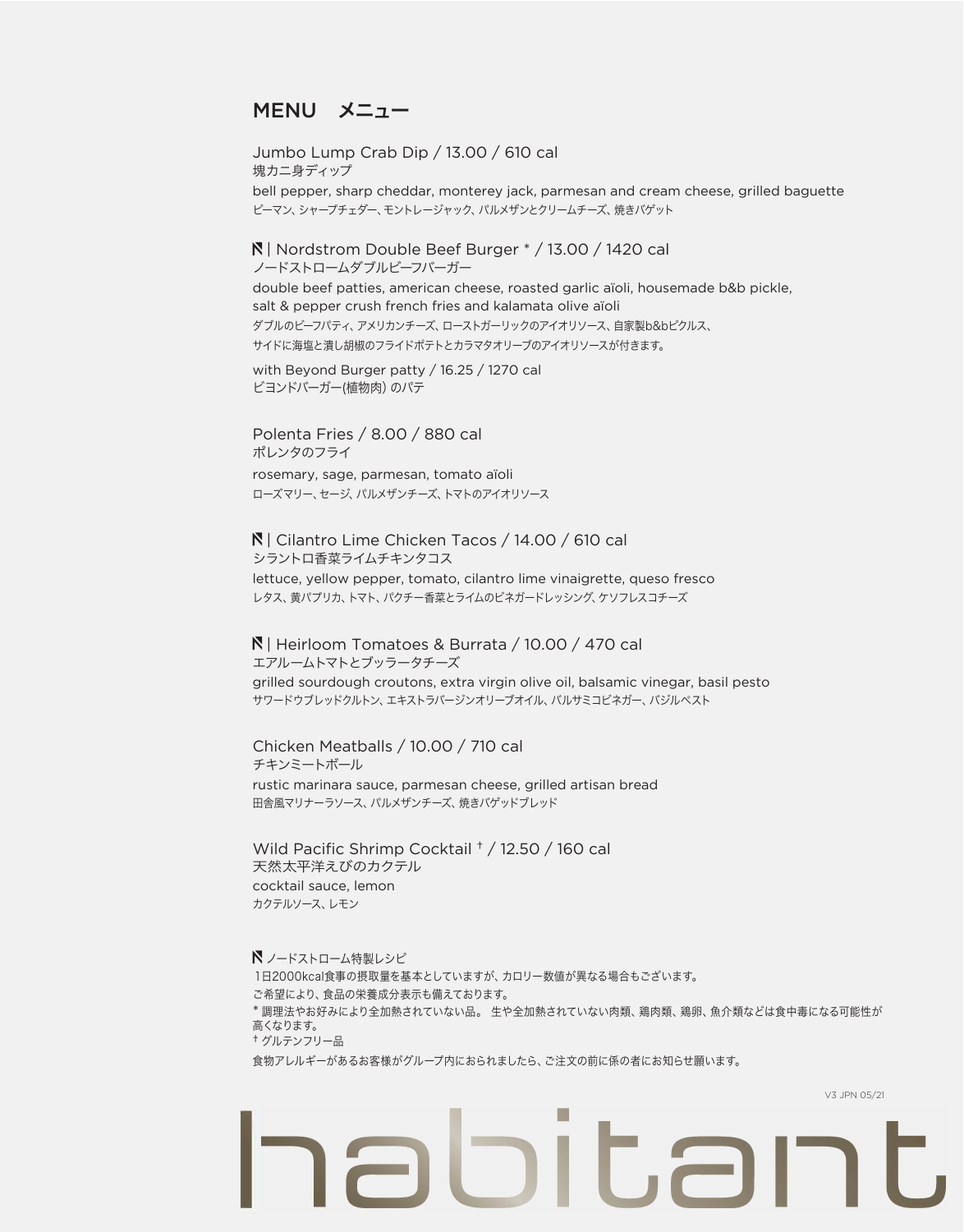# MENU　メニュー

## Jumbo Lump Crab Dip / 13.00 / 610 cal
塊カニ身ディップ

bell pepper, sharp cheddar, monterey jack, parmesan and cream cheese, grilled baguette

ピーマン、シャープチェダー、モントレージャック、パルメザンとクリームチーズ、焼きバゲット

## N | Nordstrom Double Beef Burger * / 13.00 / 1420 cal
ノードストロームダブルビーフバーガー

double beef patties, american cheese, roasted garlic aïoli, housemade b&b pickle, salt & pepper crush french fries and kalamata olive aïoli

ダブルのビーフパティ、アメリカンチーズ、ローストガーリックのアイオリソース、自家製b&bピクルス、サイドに海塩と潰し胡椒のフライドポテトとカラマタオリーブのアイオリソースが付きます。

with Beyond Burger patty / 16.25 / 1270 cal

ビヨンドバーガー(植物肉) のパテ

## Polenta Fries / 8.00 / 880 cal
ポレンタのフライ

rosemary, sage, parmesan, tomato aïoli

ローズマリー、セージ、パルメザンチーズ、トマトのアイオリソース

## N | Cilantro Lime Chicken Tacos / 14.00 / 610 cal
シラントロ香菜ライムチキンタコス

lettuce, yellow pepper, tomato, cilantro lime vinaigrette, queso fresco

レタス、黄パプリカ、トマト、パクチー香菜とライムのビネガードレッシング、ケソフレスコチーズ

## N | Heirloom Tomatoes & Burrata / 10.00 / 470 cal
エアルームトマトとブッラータチーズ

grilled sourdough croutons, extra virgin olive oil, balsamic vinegar, basil pesto

サワードウブレッドクルトン、エキストラバージンオリーブオイル、バルサミコビネガー、バジルペスト

## Chicken Meatballs / 10.00 / 710 cal
チキンミートボール

rustic marinara sauce, parmesan cheese, grilled artisan bread

田舎風マリナーラソース、パルメザンチーズ、焼きバゲッドブレッド

## Wild Pacific Shrimp Cocktail † / 12.50 / 160 cal
天然太平洋えびのカクテル

cocktail sauce, lemon

カクテルソース、レモン

N ノードストローム特製レシピ

1日2000kcal食事の摂取量を基本としていますが、カロリー数値が異なる場合もございます。

ご希望により、食品の栄養成分表示も備えております。

* 調理法やお好みにより全加熱されていない品。 生や全加熱されていない肉類、鶏肉類、鶏卵、魚介類などは食中毒になる可能性が高くなります。

† グルテンフリー品

食物アレルギーがあるお客様がグループ内におられましたら、ご注文の前に係の者にお知らせ願います。

V3 JPN 05/21

habitant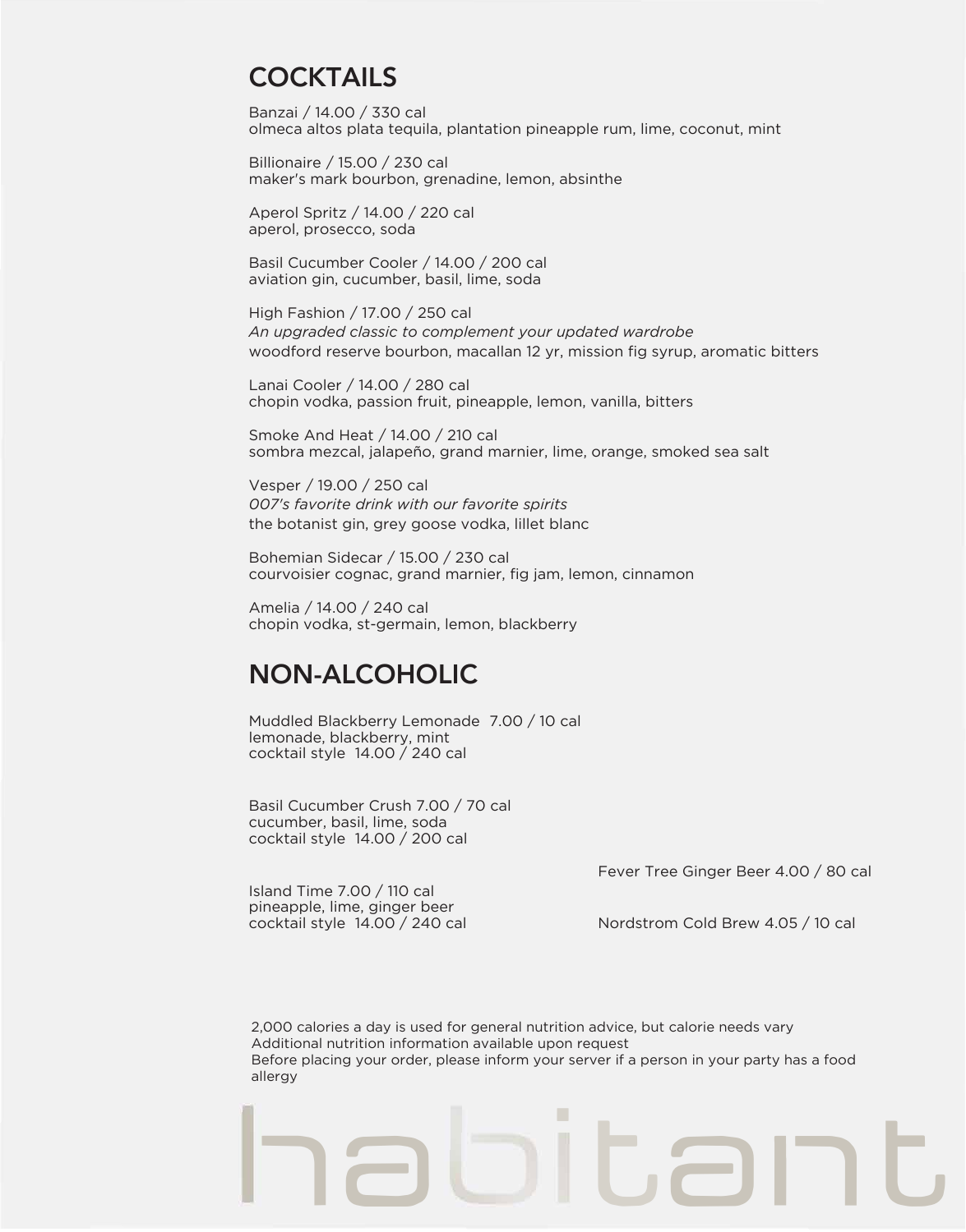## COCKTAILS

Banzai / 14.00 / 330 cal
olmeca altos plata tequila, plantation pineapple rum, lime, coconut, mint

Billionaire / 15.00 / 230 cal
maker's mark bourbon, grenadine, lemon, absinthe

Aperol Spritz / 14.00 / 220 cal
aperol, prosecco, soda

Basil Cucumber Cooler / 14.00 / 200 cal
aviation gin, cucumber, basil, lime, soda

High Fashion / 17.00 / 250 cal
*An upgraded classic to complement your updated wardrobe*
woodford reserve bourbon, macallan 12 yr, mission fig syrup, aromatic bitters

Lanai Cooler / 14.00 / 280 cal
chopin vodka, passion fruit, pineapple, lemon, vanilla, bitters

Smoke And Heat / 14.00 / 210 cal
sombra mezcal, jalapeño, grand marnier, lime, orange, smoked sea salt

Vesper / 19.00 / 250 cal
*007's favorite drink with our favorite spirits*
the botanist gin, grey goose vodka, lillet blanc

Bohemian Sidecar / 15.00 / 230 cal
courvoisier cognac, grand marnier, fig jam, lemon, cinnamon

Amelia / 14.00 / 240 cal
chopin vodka, st-germain, lemon, blackberry

## NON-ALCOHOLIC

Muddled Blackberry Lemonade 7.00 / 10 cal
lemonade, blackberry, mint
cocktail style 14.00 / 240 cal

Basil Cucumber Crush 7.00 / 70 cal
cucumber, basil, lime, soda
cocktail style 14.00 / 200 cal

Island Time 7.00 / 110 cal
pineapple, lime, ginger beer
cocktail style 14.00 / 240 cal

Fever Tree Ginger Beer 4.00 / 80 cal

Nordstrom Cold Brew 4.05 / 10 cal

2,000 calories a day is used for general nutrition advice, but calorie needs vary
Additional nutrition information available upon request
Before placing your order, please inform your server if a person in your party has a food allergy

habitant